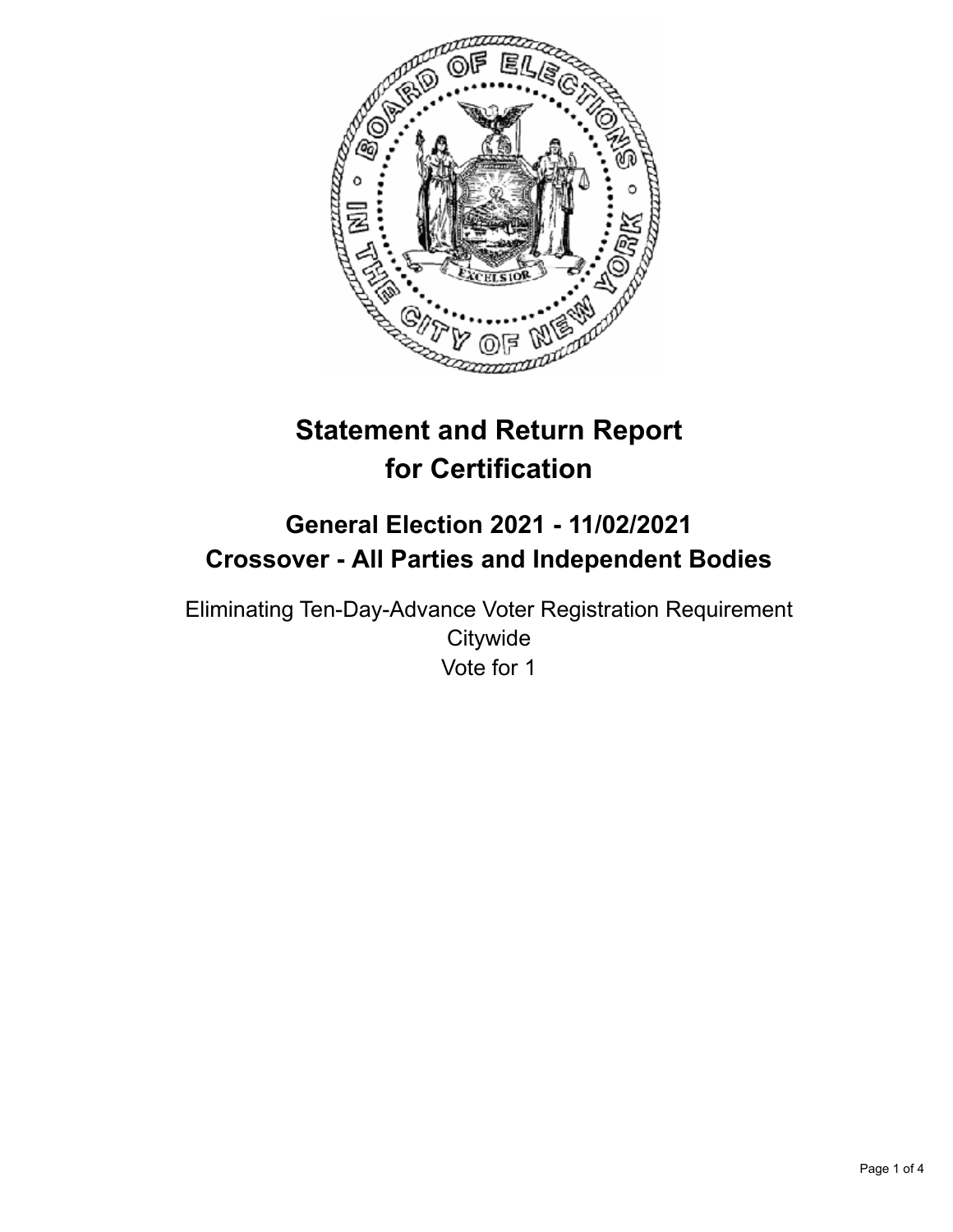# Statement and Return Report for Certification

## General Election 2021 - 11/02/2021
## Crossover - All Parties and Independent Bodies

Eliminating Ten-Day-Advance Voter Registration Requirement
Citywide
Vote for 1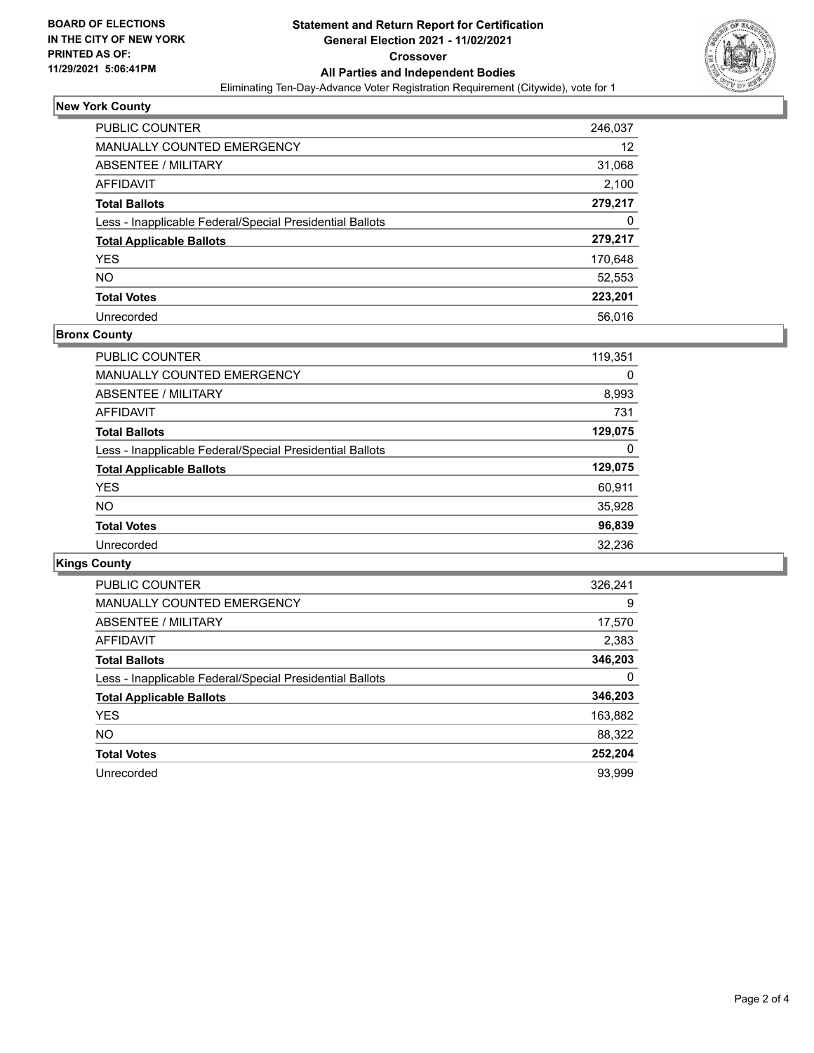**BOARD OF ELECTIONS IN THE CITY OF NEW YORK PRINTED AS OF: 11/29/2021 5:06:41PM**

# Statement and Return Report for Certification General Election 2021 - 11/02/2021 Crossover All Parties and Independent Bodies

Eliminating Ten-Day-Advance Voter Registration Requirement (Citywide), vote for 1

## New York County

| | |
|---|---|
| PUBLIC COUNTER | 246,037 |
| MANUALLY COUNTED EMERGENCY | 12 |
| ABSENTEE / MILITARY | 31,068 |
| AFFIDAVIT | 2,100 |
| **Total Ballots** | **279,217** |
| Less - Inapplicable Federal/Special Presidential Ballots | 0 |
| **Total Applicable Ballots** | **279,217** |
| YES | 170,648 |
| NO | 52,553 |
| **Total Votes** | **223,201** |
| Unrecorded | 56,016 |

## Bronx County

| | |
|---|---|
| PUBLIC COUNTER | 119,351 |
| MANUALLY COUNTED EMERGENCY | 0 |
| ABSENTEE / MILITARY | 8,993 |
| AFFIDAVIT | 731 |
| **Total Ballots** | **129,075** |
| Less - Inapplicable Federal/Special Presidential Ballots | 0 |
| **Total Applicable Ballots** | **129,075** |
| YES | 60,911 |
| NO | 35,928 |
| **Total Votes** | **96,839** |
| Unrecorded | 32,236 |

## Kings County

| | |
|---|---|
| PUBLIC COUNTER | 326,241 |
| MANUALLY COUNTED EMERGENCY | 9 |
| ABSENTEE / MILITARY | 17,570 |
| AFFIDAVIT | 2,383 |
| **Total Ballots** | **346,203** |
| Less - Inapplicable Federal/Special Presidential Ballots | 0 |
| **Total Applicable Ballots** | **346,203** |
| YES | 163,882 |
| NO | 88,322 |
| **Total Votes** | **252,204** |
| Unrecorded | 93,999 |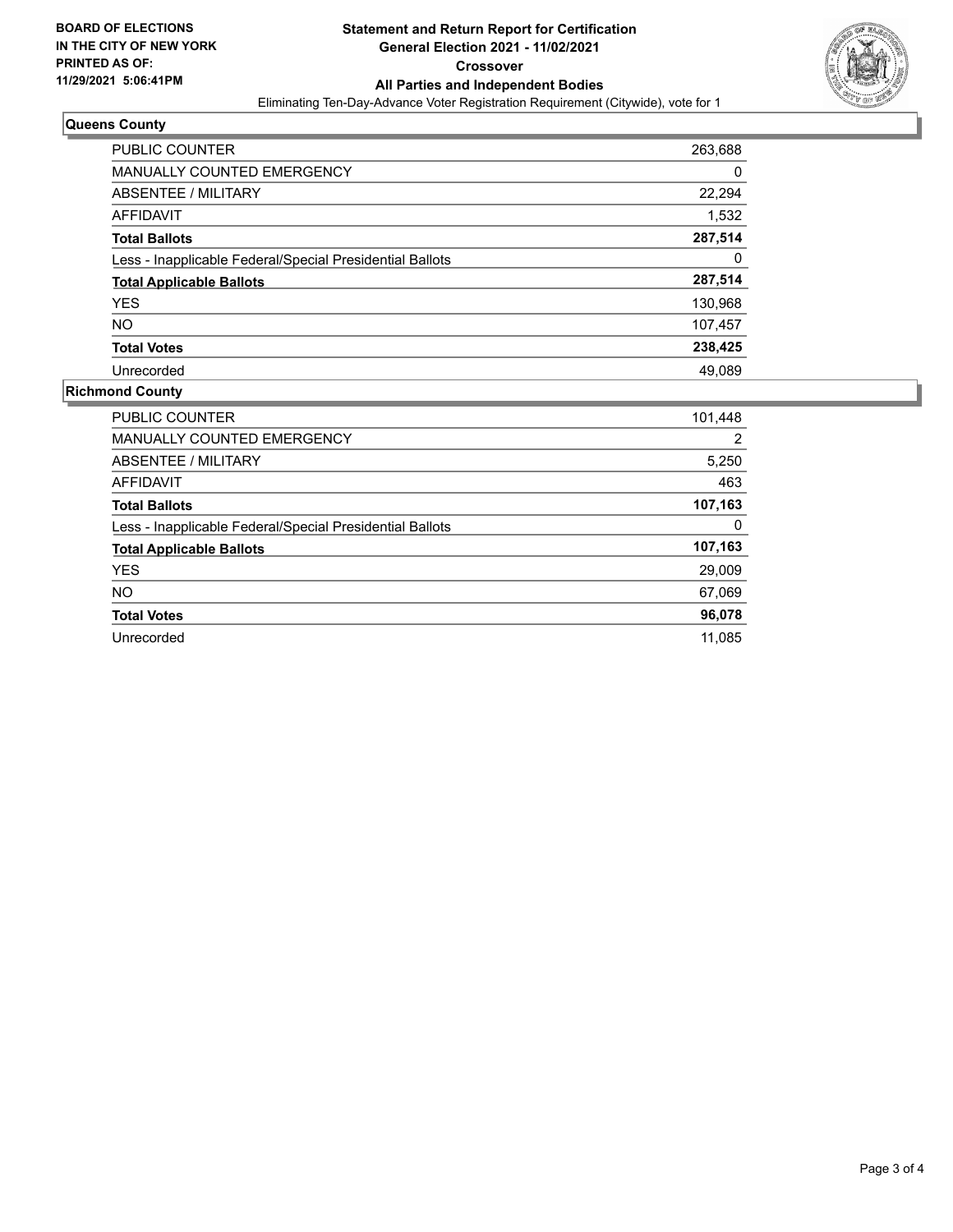**BOARD OF ELECTIONS IN THE CITY OF NEW YORK PRINTED AS OF: 11/29/2021 5:06:41PM**

**Statement and Return Report for Certification**
**General Election 2021 - 11/02/2021**
**Crossover**
**All Parties and Independent Bodies**
Eliminating Ten-Day-Advance Voter Registration Requirement (Citywide), vote for 1

## Queens County

| | |
|---|---|
| PUBLIC COUNTER | 263,688 |
| MANUALLY COUNTED EMERGENCY | 0 |
| ABSENTEE / MILITARY | 22,294 |
| AFFIDAVIT | 1,532 |
| **Total Ballots** | **287,514** |
| Less - Inapplicable Federal/Special Presidential Ballots | 0 |
| **Total Applicable Ballots** | **287,514** |
| YES | 130,968 |
| NO | 107,457 |
| **Total Votes** | **238,425** |
| Unrecorded | 49,089 |

## Richmond County

| | |
|---|---|
| PUBLIC COUNTER | 101,448 |
| MANUALLY COUNTED EMERGENCY | 2 |
| ABSENTEE / MILITARY | 5,250 |
| AFFIDAVIT | 463 |
| **Total Ballots** | **107,163** |
| Less - Inapplicable Federal/Special Presidential Ballots | 0 |
| **Total Applicable Ballots** | **107,163** |
| YES | 29,009 |
| NO | 67,069 |
| **Total Votes** | **96,078** |
| Unrecorded | 11,085 |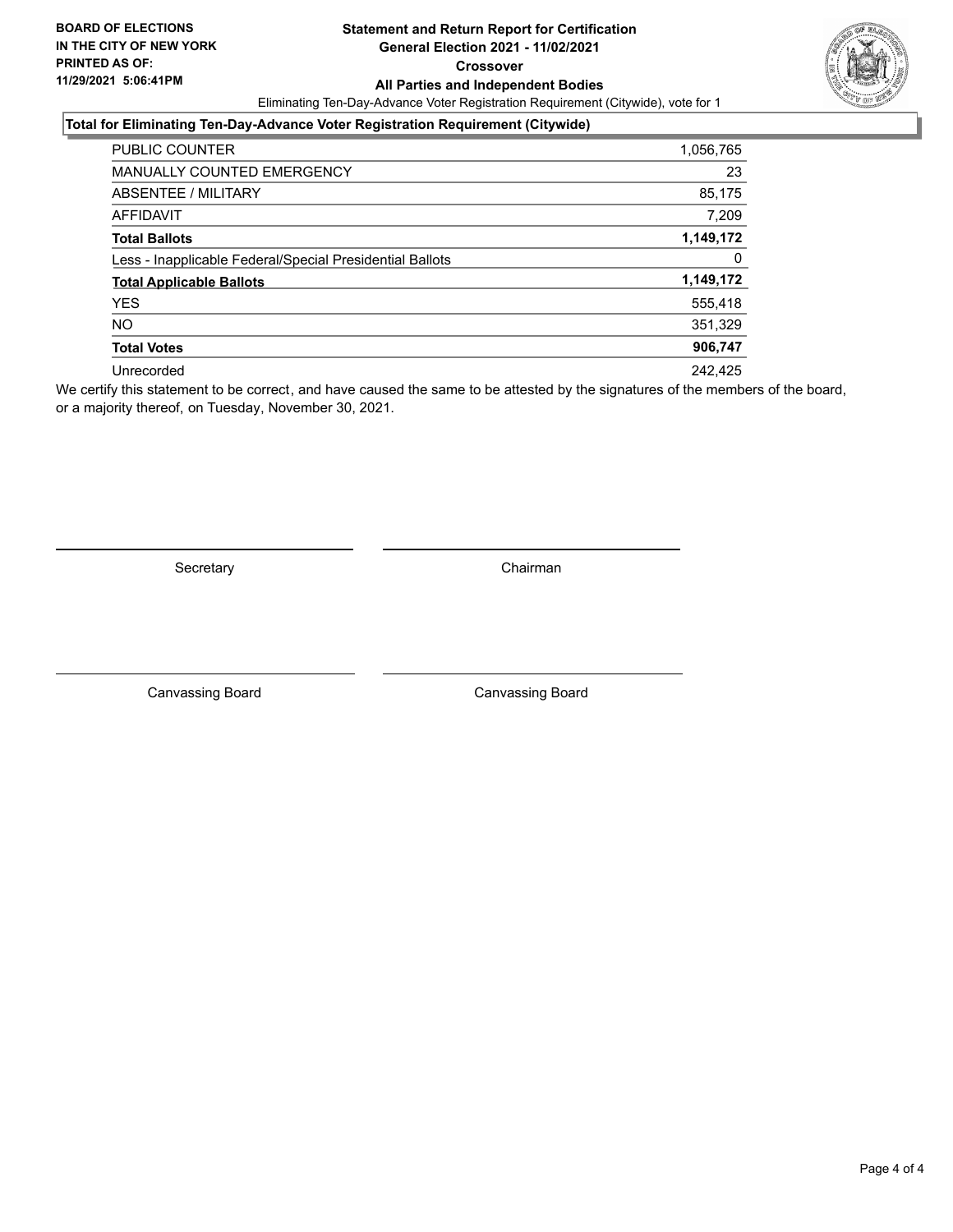**BOARD OF ELECTIONS**
**IN THE CITY OF NEW YORK**
**PRINTED AS OF:**
**11/29/2021 5:06:41PM**

**Statement and Return Report for Certification**
**General Election 2021 - 11/02/2021**
**Crossover**
**All Parties and Independent Bodies**

Eliminating Ten-Day-Advance Voter Registration Requirement (Citywide), vote for 1

### Total for Eliminating Ten-Day-Advance Voter Registration Requirement (Citywide)

| | |
|---|---|
| PUBLIC COUNTER | 1,056,765 |
| MANUALLY COUNTED EMERGENCY | 23 |
| ABSENTEE / MILITARY | 85,175 |
| AFFIDAVIT | 7,209 |
| **Total Ballots** | **1,149,172** |
| Less - Inapplicable Federal/Special Presidential Ballots | 0 |
| **Total Applicable Ballots** | **1,149,172** |
| YES | 555,418 |
| NO | 351,329 |
| **Total Votes** | **906,747** |
| Unrecorded | 242,425 |

We certify this statement to be correct, and have caused the same to be attested by the signatures of the members of the board, or a majority thereof, on Tuesday, November 30, 2021.

Secretary

Chairman

Canvassing Board

Canvassing Board